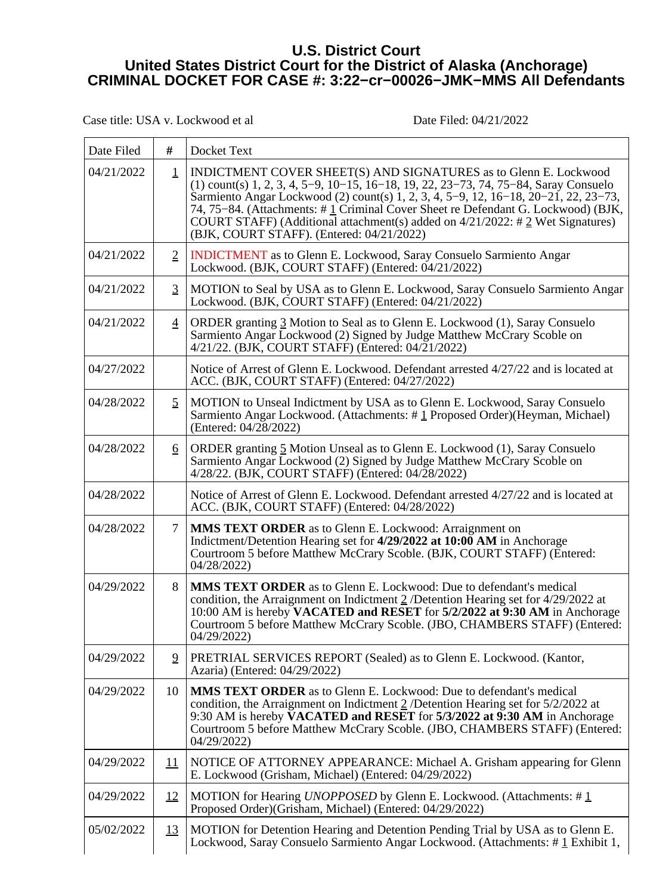# U.S. District Court
# United States District Court for the District of Alaska (Anchorage)
# CRIMINAL DOCKET FOR CASE #: 3:22−cr−00026−JMK−MMS All Defendants

Case title: USA v. Lockwood et al

Date Filed: 04/21/2022

| Date Filed | # | Docket Text |
|---|---|---|
| 04/21/2022 | 1 | INDICTMENT COVER SHEET(S) AND SIGNATURES as to Glenn E. Lockwood (1) count(s) 1, 2, 3, 4, 5−9, 10−15, 16−18, 19, 22, 23−73, 74, 75−84, Saray Consuelo Sarmiento Angar Lockwood (2) count(s) 1, 2, 3, 4, 5−9, 12, 16−18, 20−21, 22, 23−73, 74, 75−84. (Attachments: # 1 Criminal Cover Sheet re Defendant G. Lockwood) (BJK, COURT STAFF) (Additional attachment(s) added on 4/21/2022: # 2 Wet Signatures) (BJK, COURT STAFF). (Entered: 04/21/2022) |
| 04/21/2022 | 2 | INDICTMENT as to Glenn E. Lockwood, Saray Consuelo Sarmiento Angar Lockwood. (BJK, COURT STAFF) (Entered: 04/21/2022) |
| 04/21/2022 | 3 | MOTION to Seal by USA as to Glenn E. Lockwood, Saray Consuelo Sarmiento Angar Lockwood. (BJK, COURT STAFF) (Entered: 04/21/2022) |
| 04/21/2022 | 4 | ORDER granting 3 Motion to Seal as to Glenn E. Lockwood (1), Saray Consuelo Sarmiento Angar Lockwood (2) Signed by Judge Matthew McCrary Scoble on 4/21/22. (BJK, COURT STAFF) (Entered: 04/21/2022) |
| 04/27/2022 | | Notice of Arrest of Glenn E. Lockwood. Defendant arrested 4/27/22 and is located at ACC. (BJK, COURT STAFF) (Entered: 04/27/2022) |
| 04/28/2022 | 5 | MOTION to Unseal Indictment by USA as to Glenn E. Lockwood, Saray Consuelo Sarmiento Angar Lockwood. (Attachments: # 1 Proposed Order)(Heyman, Michael) (Entered: 04/28/2022) |
| 04/28/2022 | 6 | ORDER granting 5 Motion Unseal as to Glenn E. Lockwood (1), Saray Consuelo Sarmiento Angar Lockwood (2) Signed by Judge Matthew McCrary Scoble on 4/28/22. (BJK, COURT STAFF) (Entered: 04/28/2022) |
| 04/28/2022 | | Notice of Arrest of Glenn E. Lockwood. Defendant arrested 4/27/22 and is located at ACC. (BJK, COURT STAFF) (Entered: 04/28/2022) |
| 04/28/2022 | 7 | **MMS TEXT ORDER** as to Glenn E. Lockwood: Arraignment on Indictment/Detention Hearing set for **4/29/2022 at 10:00 AM** in Anchorage Courtroom 5 before Matthew McCrary Scoble. (BJK, COURT STAFF) (Entered: 04/28/2022) |
| 04/29/2022 | 8 | **MMS TEXT ORDER** as to Glenn E. Lockwood: Due to defendant's medical condition, the Arraignment on Indictment 2 /Detention Hearing set for 4/29/2022 at 10:00 AM is hereby **VACATED and RESET** for **5/2/2022 at 9:30 AM** in Anchorage Courtroom 5 before Matthew McCrary Scoble. (JBO, CHAMBERS STAFF) (Entered: 04/29/2022) |
| 04/29/2022 | 9 | PRETRIAL SERVICES REPORT (Sealed) as to Glenn E. Lockwood. (Kantor, Azaria) (Entered: 04/29/2022) |
| 04/29/2022 | 10 | **MMS TEXT ORDER** as to Glenn E. Lockwood: Due to defendant's medical condition, the Arraignment on Indictment 2 /Detention Hearing set for 5/2/2022 at 9:30 AM is hereby **VACATED and RESET** for **5/3/2022 at 9:30 AM** in Anchorage Courtroom 5 before Matthew McCrary Scoble. (JBO, CHAMBERS STAFF) (Entered: 04/29/2022) |
| 04/29/2022 | 11 | NOTICE OF ATTORNEY APPEARANCE: Michael A. Grisham appearing for Glenn E. Lockwood (Grisham, Michael) (Entered: 04/29/2022) |
| 04/29/2022 | 12 | MOTION for Hearing *UNOPPOSED* by Glenn E. Lockwood. (Attachments: # 1 Proposed Order)(Grisham, Michael) (Entered: 04/29/2022) |
| 05/02/2022 | 13 | MOTION for Detention Hearing and Detention Pending Trial by USA as to Glenn E. Lockwood, Saray Consuelo Sarmiento Angar Lockwood. (Attachments: # 1 Exhibit 1, |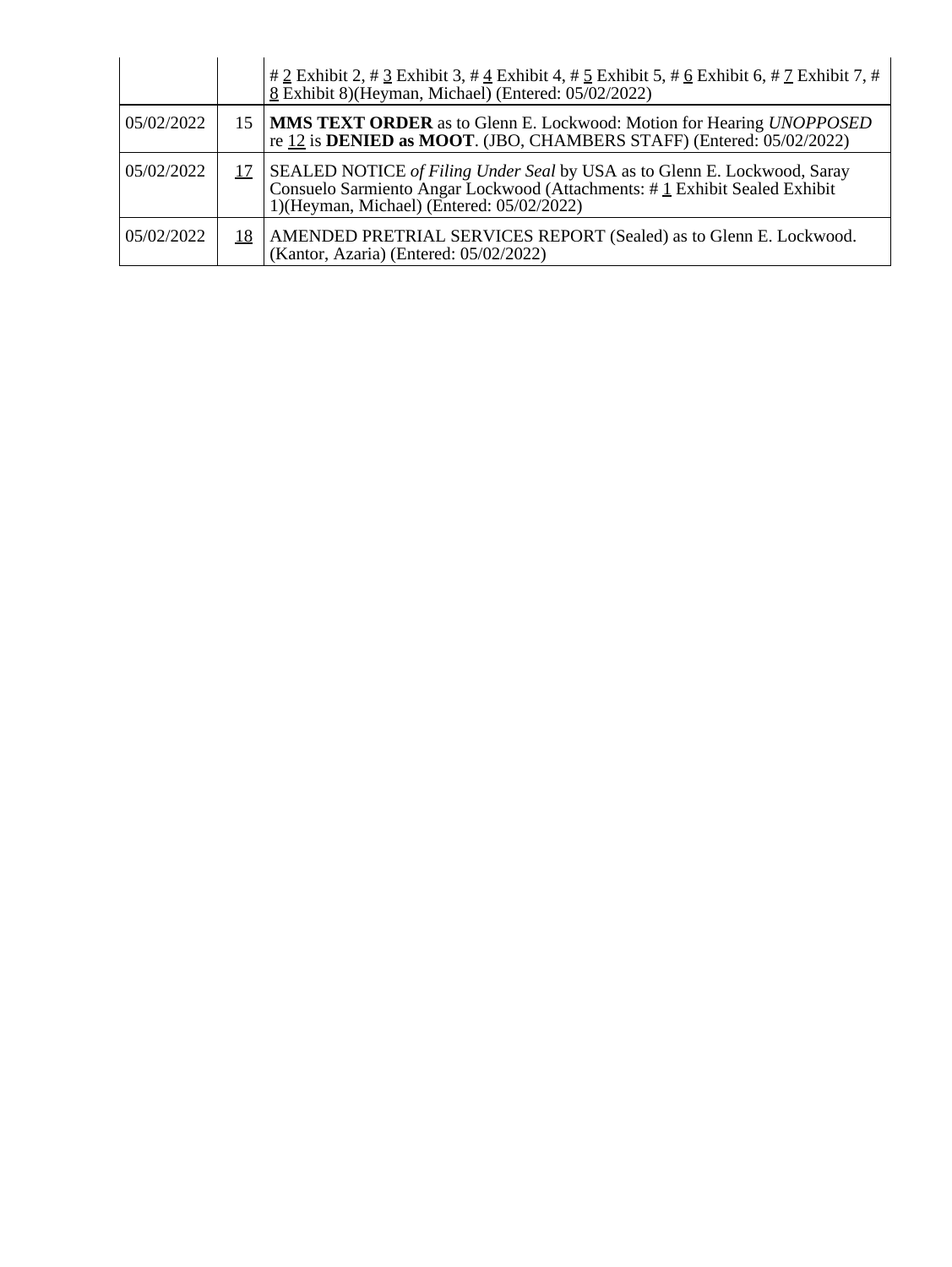| | | |
|---|---|---|
| | | # 2 Exhibit 2, # 3 Exhibit 3, # 4 Exhibit 4, # 5 Exhibit 5, # 6 Exhibit 6, # 7 Exhibit 7, # 8 Exhibit 8)(Heyman, Michael) (Entered: 05/02/2022) |
| 05/02/2022 | 15 | **MMS TEXT ORDER** as to Glenn E. Lockwood: Motion for Hearing *UNOPPOSED* re 12 is **DENIED as MOOT**. (JBO, CHAMBERS STAFF) (Entered: 05/02/2022) |
| 05/02/2022 | 17 | SEALED NOTICE *of Filing Under Seal* by USA as to Glenn E. Lockwood, Saray Consuelo Sarmiento Angar Lockwood (Attachments: # 1 Exhibit Sealed Exhibit 1)(Heyman, Michael) (Entered: 05/02/2022) |
| 05/02/2022 | 18 | AMENDED PRETRIAL SERVICES REPORT (Sealed) as to Glenn E. Lockwood. (Kantor, Azaria) (Entered: 05/02/2022) |